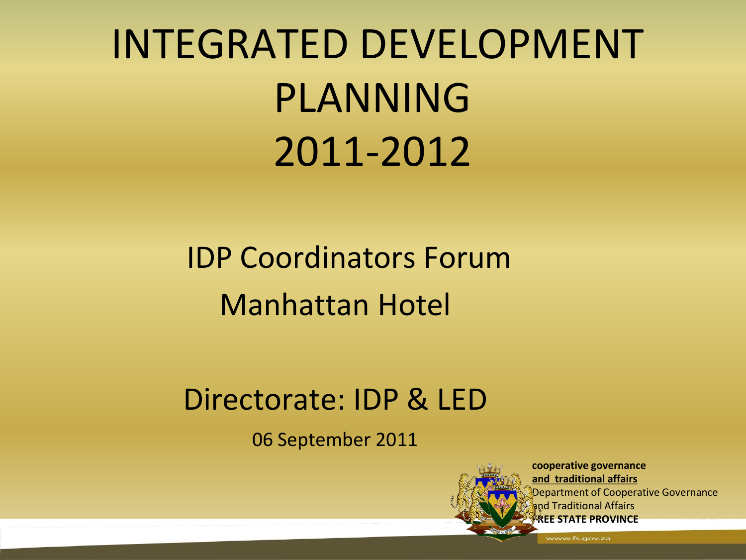# INTEGRATED DEVELOPMENT PLANNING 2011-2012

IDP Coordinators Forum

Manhattan Hotel

Directorate: IDP & LED

06 September 2011

**cooperative governance**
**and traditional affairs**
Department of Cooperative Governance and Traditional Affairs
**FREE STATE PROVINCE**

www.fs.gov.za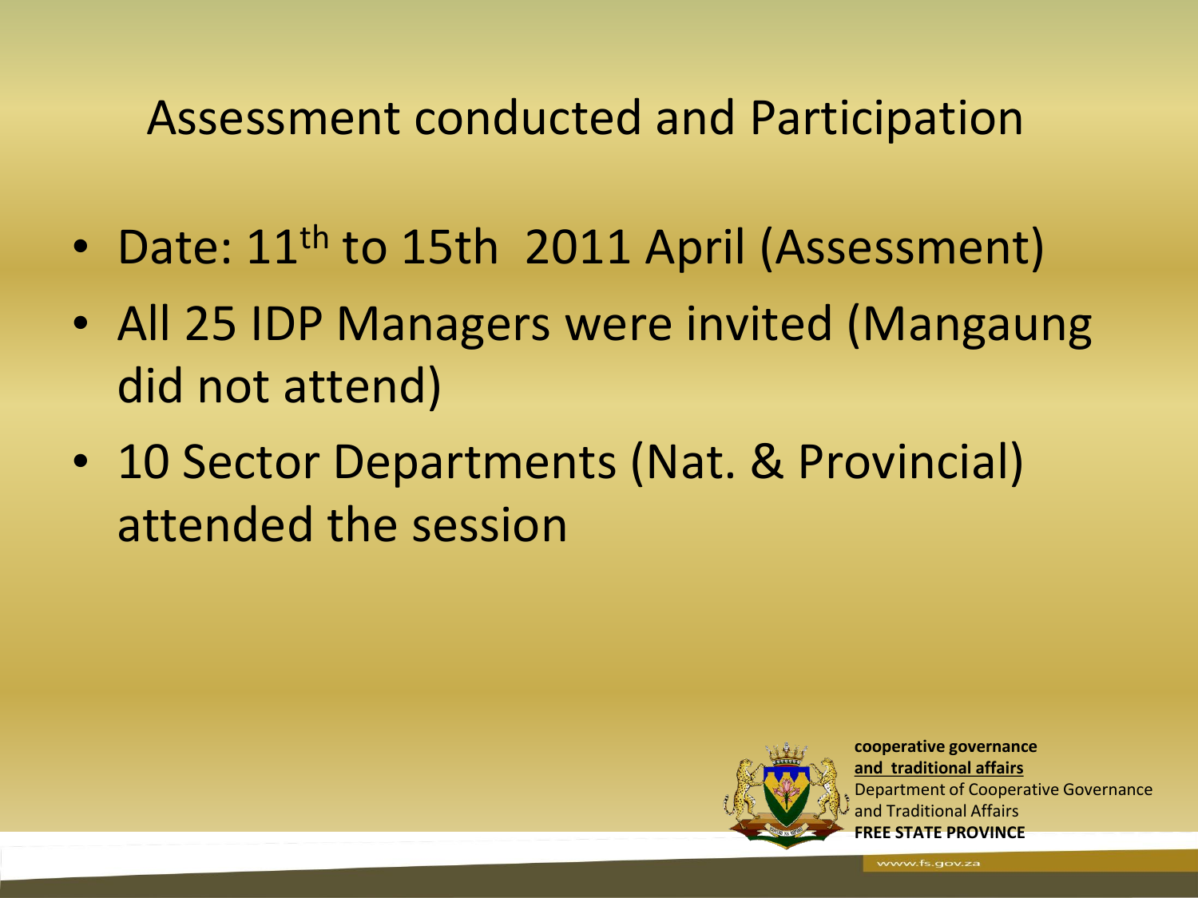# Assessment conducted and Participation

- Date: 11th to 15th 2011 April (Assessment)
- All 25 IDP Managers were invited (Mangaung did not attend)
- 10 Sector Departments (Nat. & Provincial) attended the session

**cooperative governance**
**and traditional affairs**
Department of Cooperative Governance and Traditional Affairs
**FREE STATE PROVINCE**

www.fs.gov.za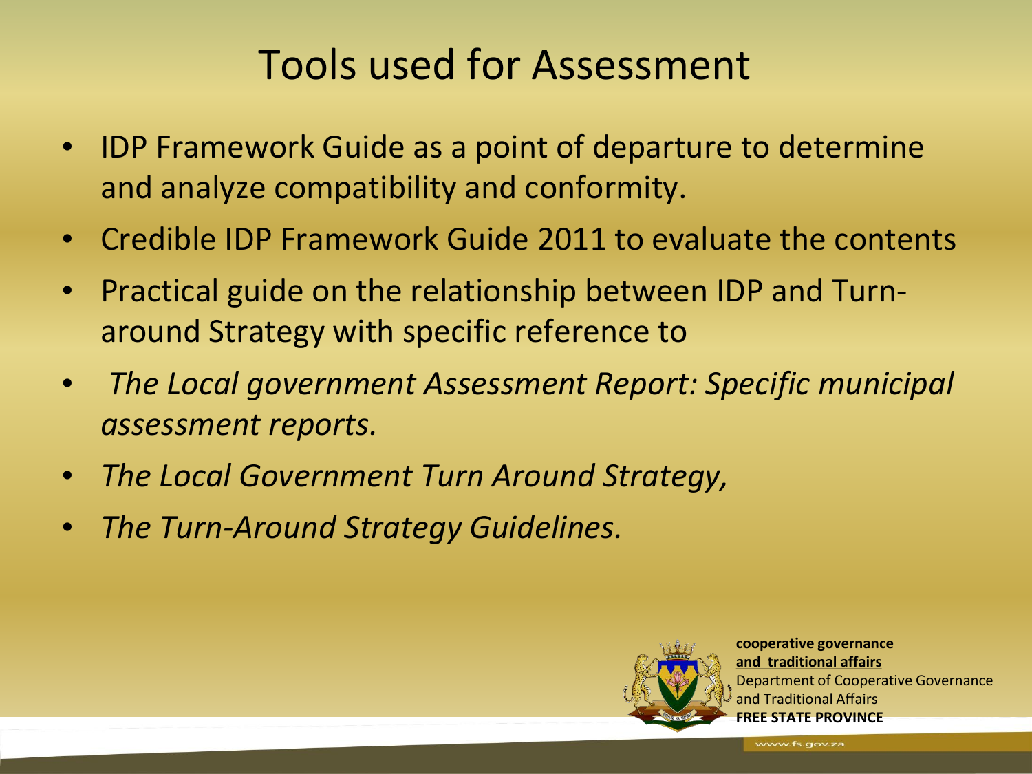# Tools used for Assessment

- IDP Framework Guide as a point of departure to determine and analyze compatibility and conformity.
- Credible IDP Framework Guide 2011 to evaluate the contents
- Practical guide on the relationship between IDP and Turn-around Strategy with specific reference to
- *The Local government Assessment Report: Specific municipal assessment reports.*
- *The Local Government Turn Around Strategy,*
- *The Turn-Around Strategy Guidelines.*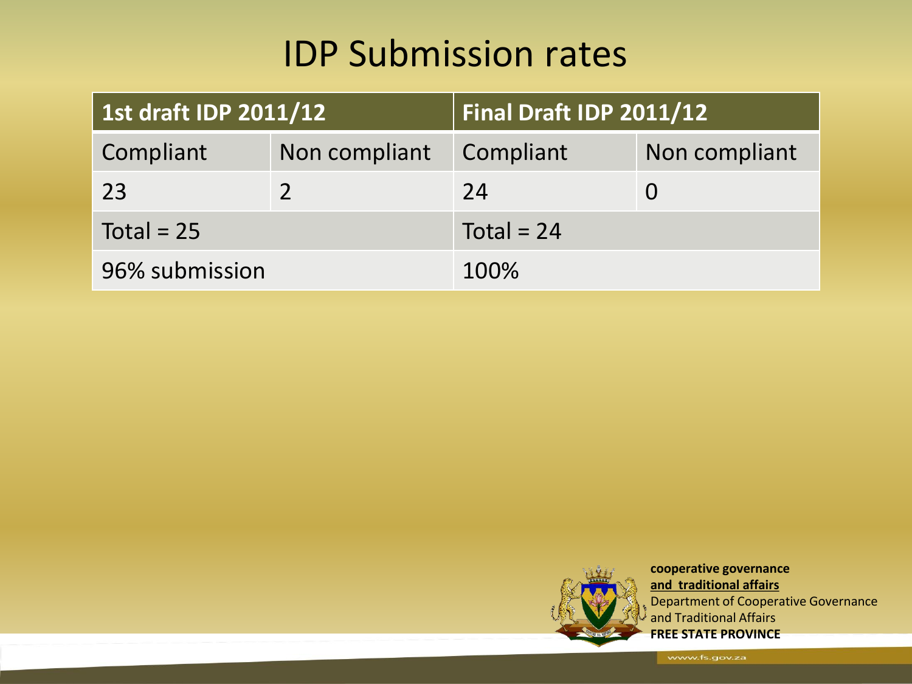# IDP Submission rates

| 1st draft IDP 2011/12 | | Final Draft IDP 2011/12 | |
|---|---|---|---|
| Compliant | Non compliant | Compliant | Non compliant |
| 23 | 2 | 24 | 0 |
| Total = 25 | | Total = 24 | |
| 96% submission | | 100% | |

**cooperative governance**
**and traditional affairs**
Department of Cooperative Governance and Traditional Affairs
**FREE STATE PROVINCE**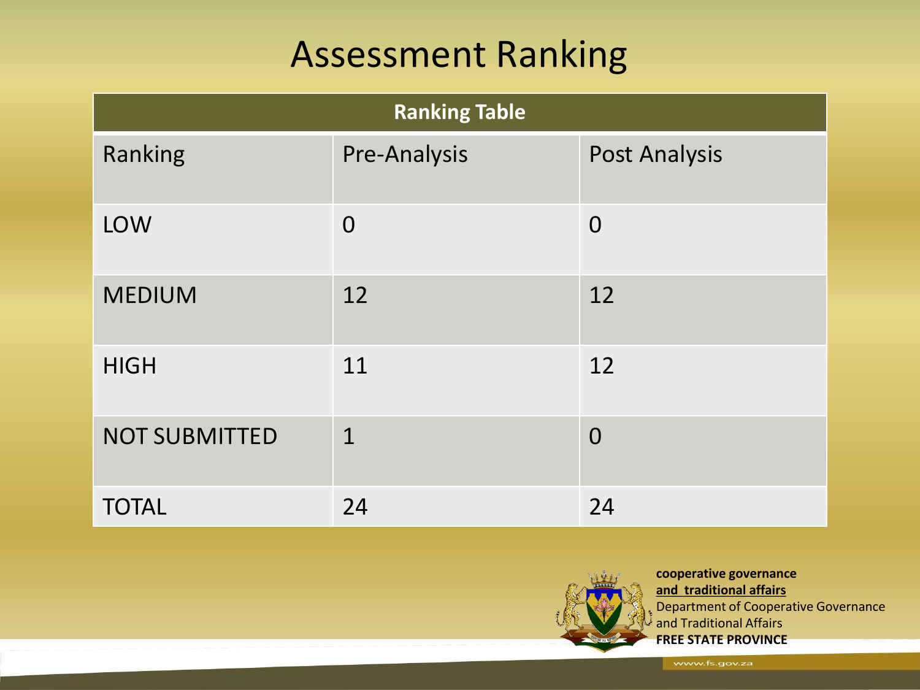# Assessment Ranking

| Ranking Table | | |
|---|---|---|
| Ranking | Pre-Analysis | Post Analysis |
| LOW | 0 | 0 |
| MEDIUM | 12 | 12 |
| HIGH | 11 | 12 |
| NOT SUBMITTED | 1 | 0 |
| TOTAL | 24 | 24 |

**cooperative governance**
**and traditional affairs**
Department of Cooperative Governance and Traditional Affairs
**FREE STATE PROVINCE**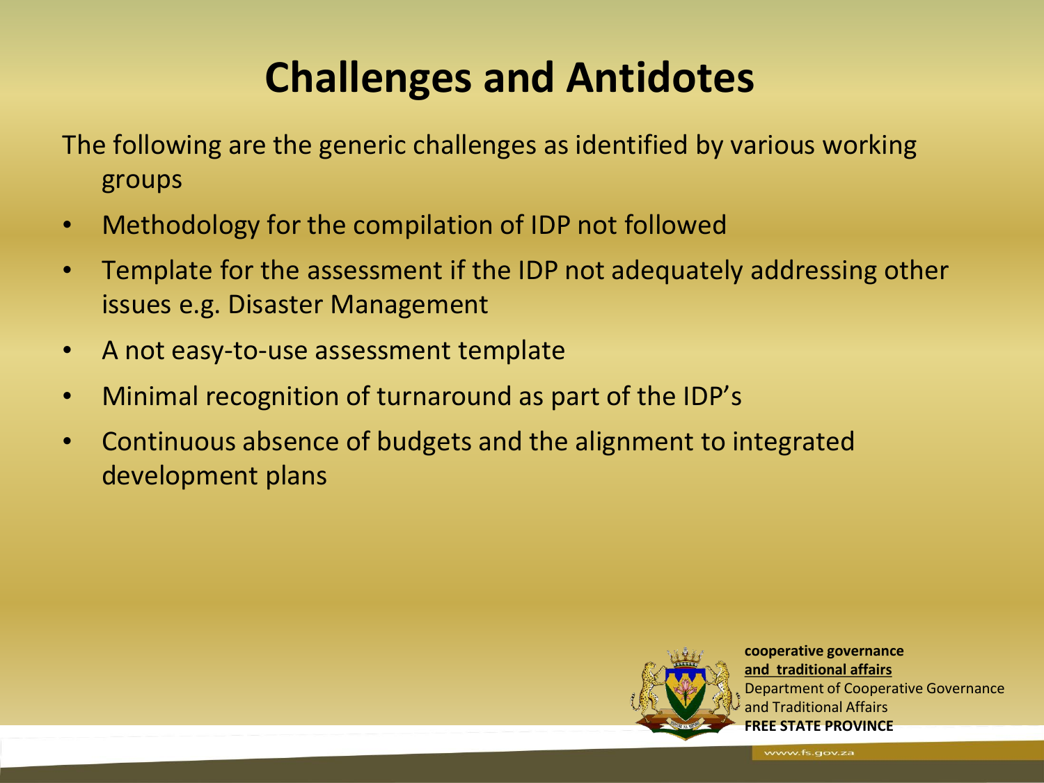# Challenges and Antidotes

The following are the generic challenges as identified by various working groups

- Methodology for the compilation of IDP not followed
- Template for the assessment if the IDP not adequately addressing other issues e.g. Disaster Management
- A not easy-to-use assessment template
- Minimal recognition of turnaround as part of the IDP's
- Continuous absence of budgets and the alignment to integrated development plans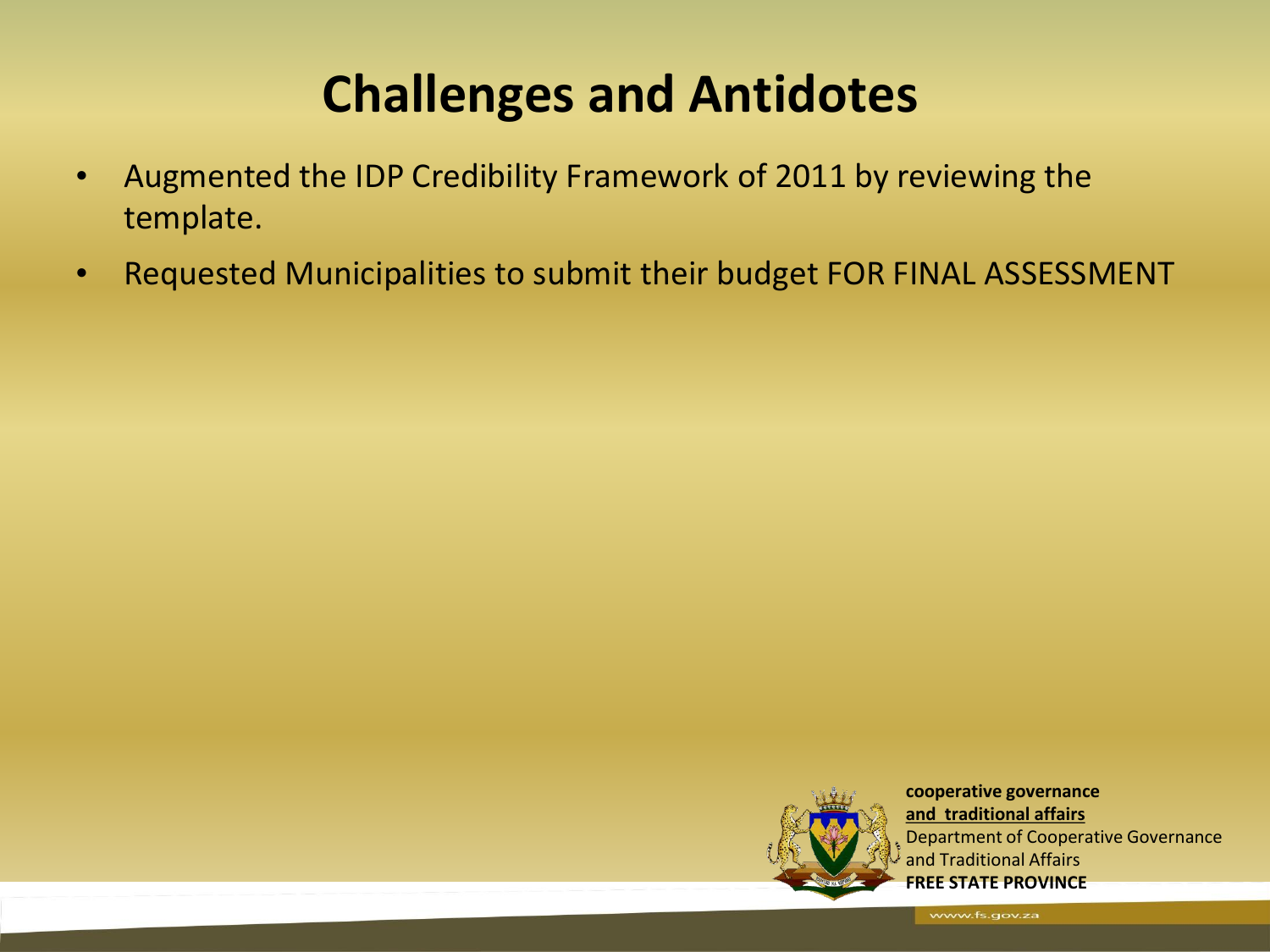# Challenges and Antidotes

- Augmented the IDP Credibility Framework of 2011 by reviewing the template.
- Requested Municipalities to submit their budget FOR FINAL ASSESSMENT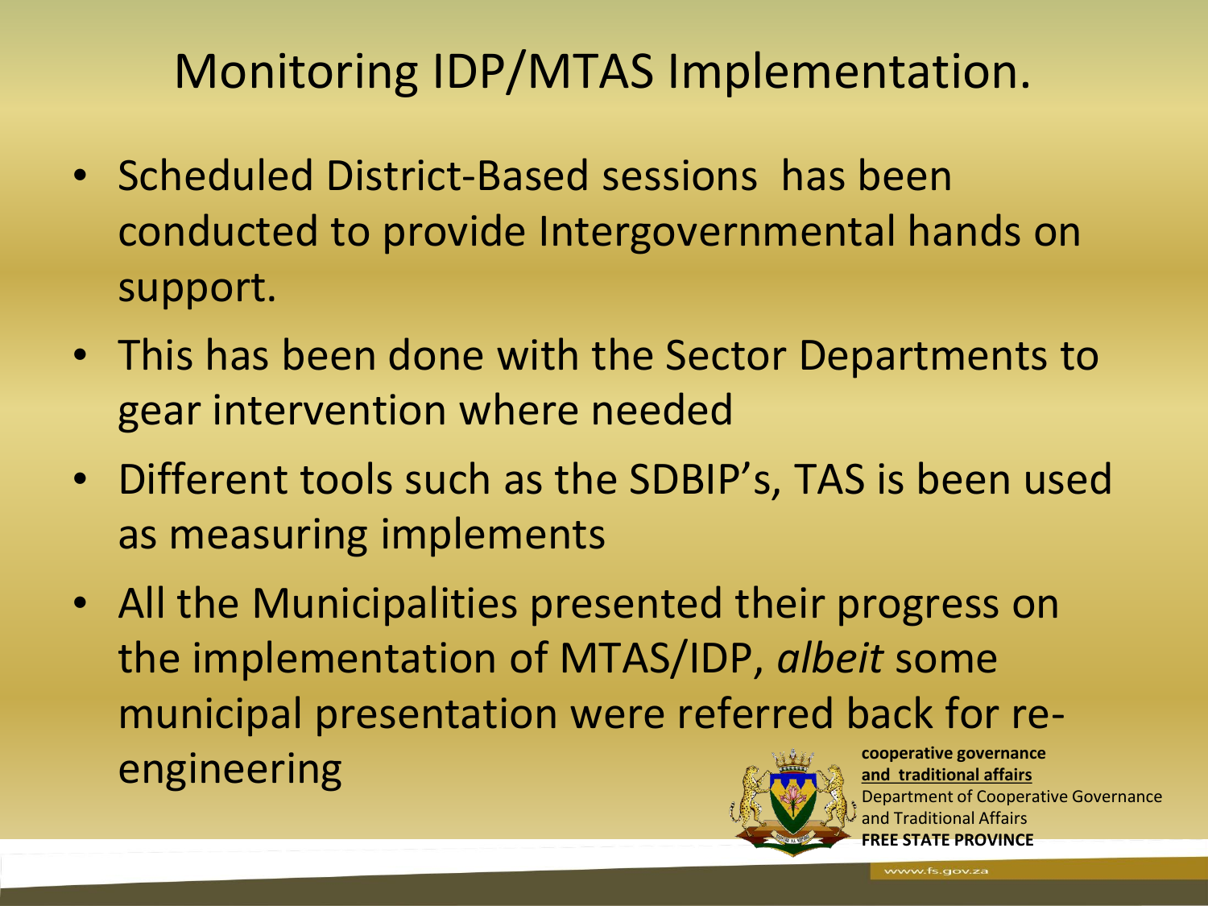# Monitoring IDP/MTAS Implementation.

- Scheduled District-Based sessions has been conducted to provide Intergovernmental hands on support.
- This has been done with the Sector Departments to gear intervention where needed
- Different tools such as the SDBIP's, TAS is been used as measuring implements
- All the Municipalities presented their progress on the implementation of MTAS/IDP, *albeit* some municipal presentation were referred back for re-engineering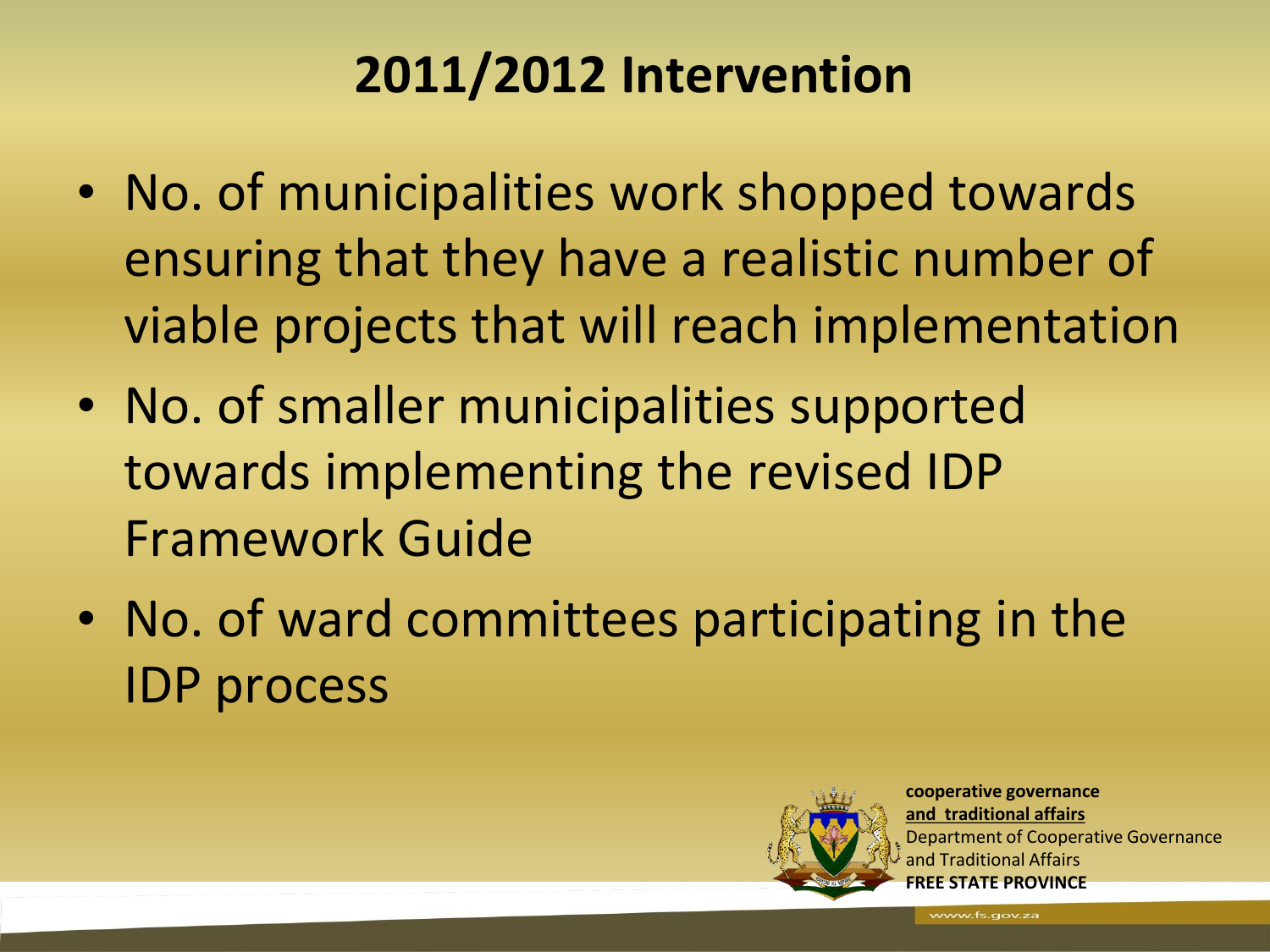# 2011/2012 Intervention

- No. of municipalities work shopped towards ensuring that they have a realistic number of viable projects that will reach implementation
- No. of smaller municipalities supported towards implementing the revised IDP Framework Guide
- No. of ward committees participating in the IDP process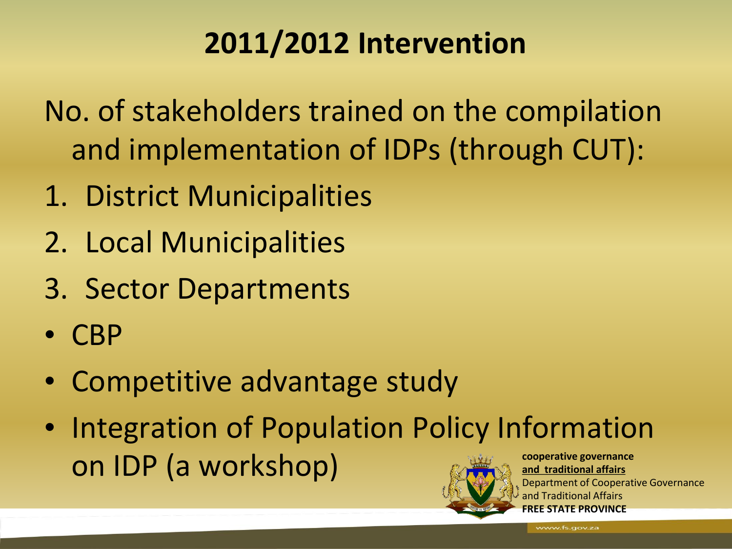# 2011/2012 Intervention

No. of stakeholders trained on the compilation and implementation of IDPs (through CUT):

1. District Municipalities
2. Local Municipalities
3. Sector Departments

- CBP
- Competitive advantage study
- Integration of Population Policy Information on IDP (a workshop)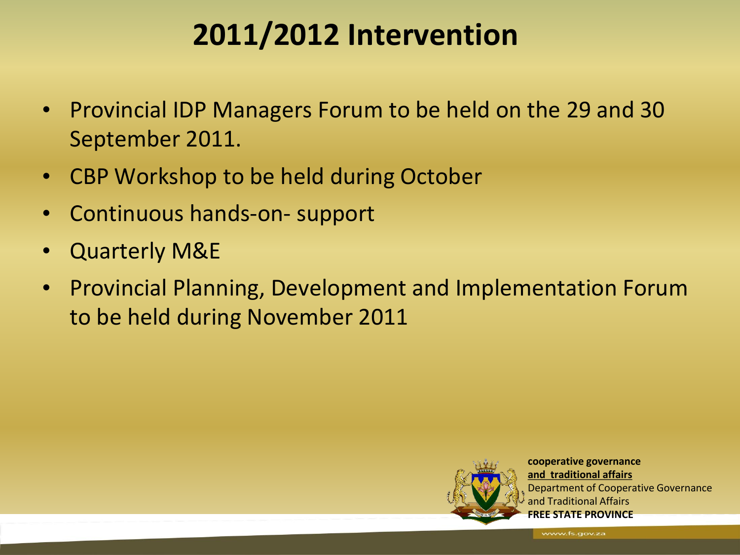# 2011/2012 Intervention

- Provincial IDP Managers Forum to be held on the 29 and 30 September 2011.
- CBP Workshop to be held during October
- Continuous hands-on- support
- Quarterly M&E
- Provincial Planning, Development and Implementation Forum to be held during November 2011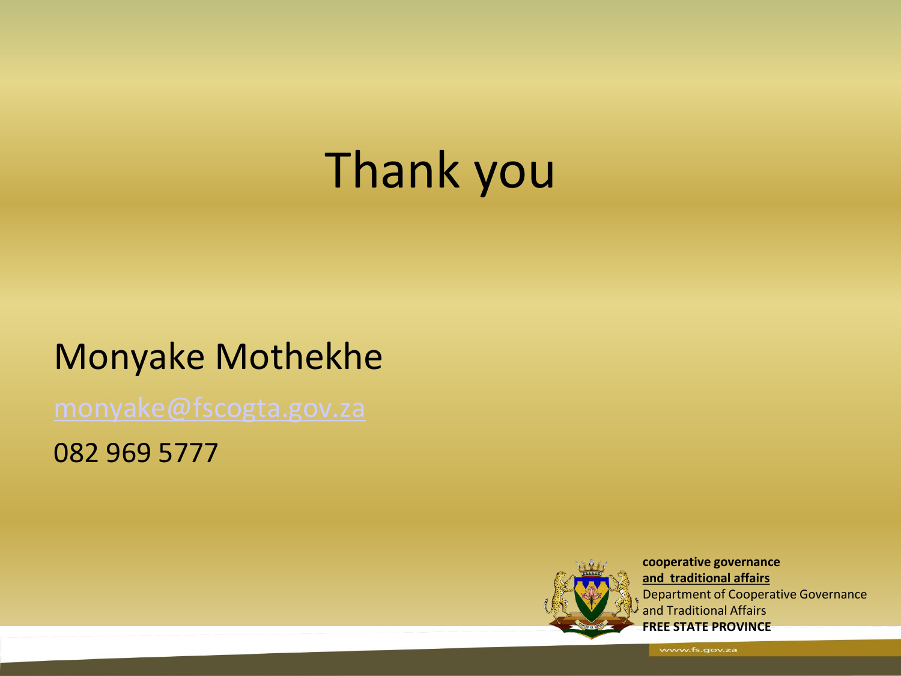# Thank you

Monyake Mothekhe

monyake@fscogta.gov.za

082 969 5777

**cooperative governance**
**and traditional affairs**
Department of Cooperative Governance and Traditional Affairs
**FREE STATE PROVINCE**

www.fs.gov.za